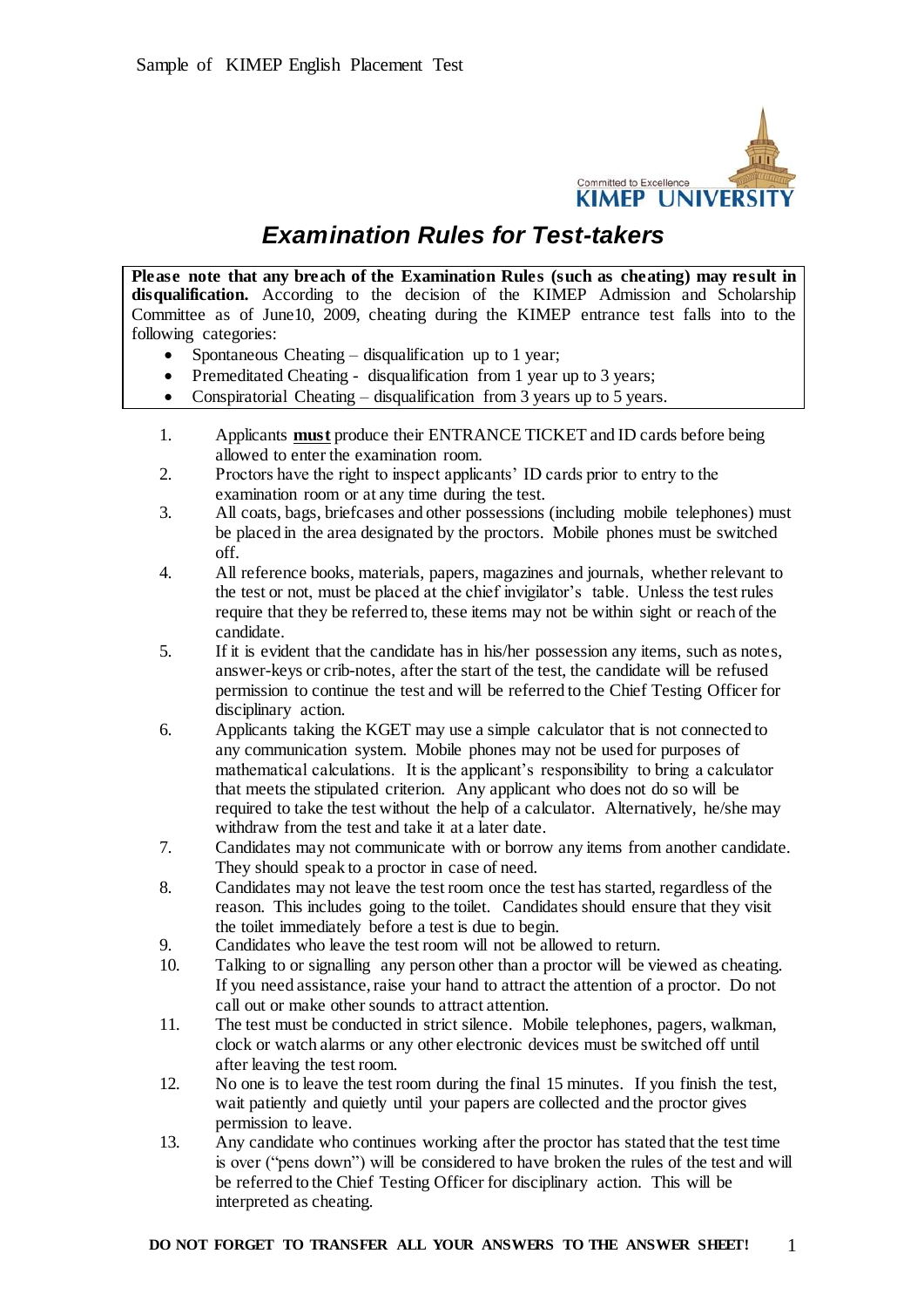Sample of KIMEP English Placement Test

Committed to Excellence
KIMEP UNIVERSITY

# *Examination Rules for Test-takers*

**Please note that any breach of the Examination Rules (such as cheating) may result in disqualification.** According to the decision of the KIMEP Admission and Scholarship Committee as of June10, 2009, cheating during the KIMEP entrance test falls into to the following categories:

- Spontaneous Cheating – disqualification up to 1 year;
- Premeditated Cheating - disqualification from 1 year up to 3 years;
- Conspiratorial Cheating – disqualification from 3 years up to 5 years.

1. Applicants **must** produce their ENTRANCE TICKET and ID cards before being allowed to enter the examination room.
2. Proctors have the right to inspect applicants' ID cards prior to entry to the examination room or at any time during the test.
3. All coats, bags, briefcases and other possessions (including mobile telephones) must be placed in the area designated by the proctors. Mobile phones must be switched off.
4. All reference books, materials, papers, magazines and journals, whether relevant to the test or not, must be placed at the chief invigilator's table. Unless the test rules require that they be referred to, these items may not be within sight or reach of the candidate.
5. If it is evident that the candidate has in his/her possession any items, such as notes, answer-keys or crib-notes, after the start of the test, the candidate will be refused permission to continue the test and will be referred to the Chief Testing Officer for disciplinary action.
6. Applicants taking the KGET may use a simple calculator that is not connected to any communication system. Mobile phones may not be used for purposes of mathematical calculations. It is the applicant's responsibility to bring a calculator that meets the stipulated criterion. Any applicant who does not do so will be required to take the test without the help of a calculator. Alternatively, he/she may withdraw from the test and take it at a later date.
7. Candidates may not communicate with or borrow any items from another candidate. They should speak to a proctor in case of need.
8. Candidates may not leave the test room once the test has started, regardless of the reason. This includes going to the toilet. Candidates should ensure that they visit the toilet immediately before a test is due to begin.
9. Candidates who leave the test room will not be allowed to return.
10. Talking to or signalling any person other than a proctor will be viewed as cheating. If you need assistance, raise your hand to attract the attention of a proctor. Do not call out or make other sounds to attract attention.
11. The test must be conducted in strict silence. Mobile telephones, pagers, walkman, clock or watch alarms or any other electronic devices must be switched off until after leaving the test room.
12. No one is to leave the test room during the final 15 minutes. If you finish the test, wait patiently and quietly until your papers are collected and the proctor gives permission to leave.
13. Any candidate who continues working after the proctor has stated that the test time is over ("pens down") will be considered to have broken the rules of the test and will be referred to the Chief Testing Officer for disciplinary action. This will be interpreted as cheating.

**DO NOT FORGET TO TRANSFER ALL YOUR ANSWERS TO THE ANSWER SHEET!**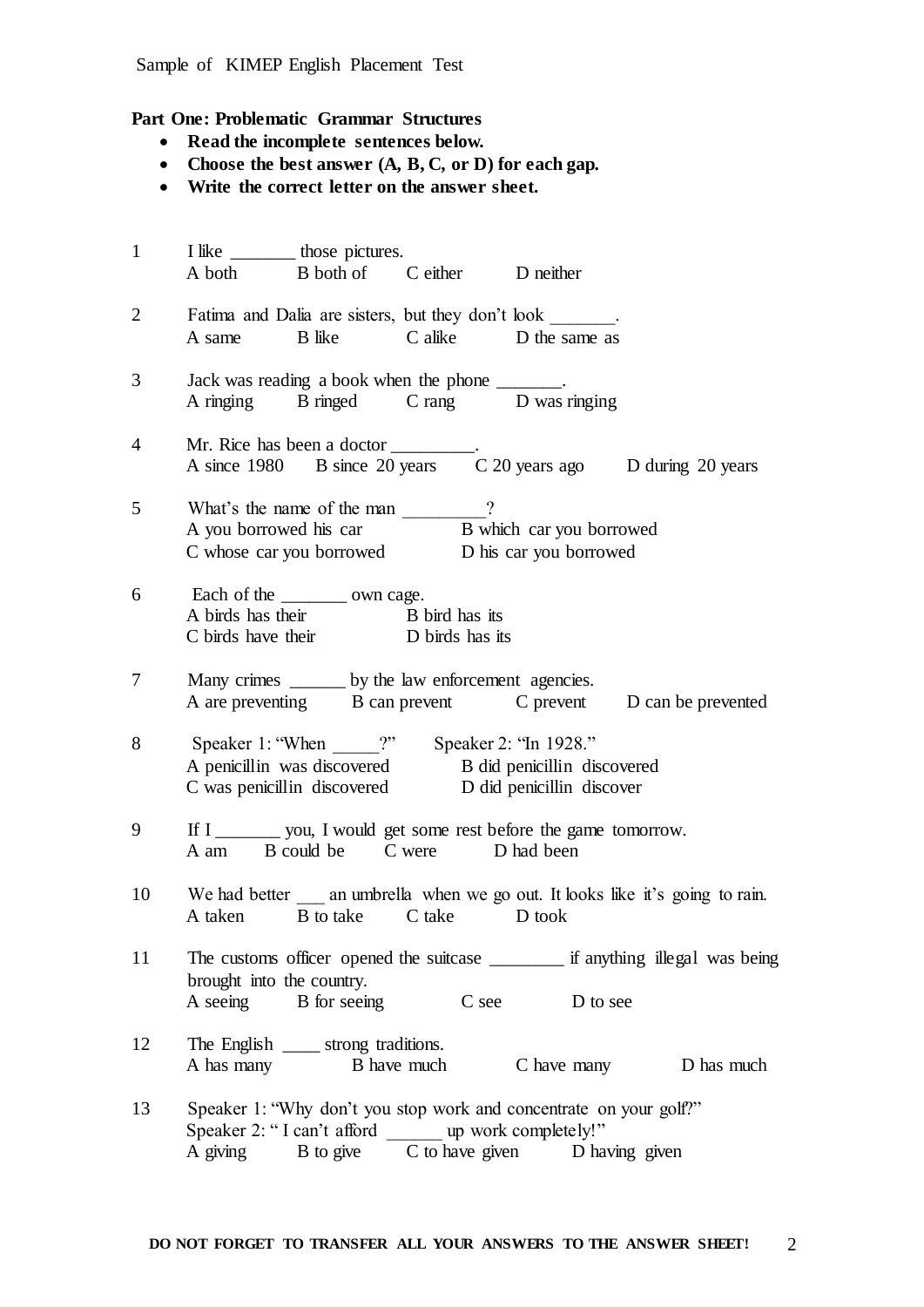Sample of KIMEP English Placement Test

**Part One: Problematic Grammar Structures**

- **Read the incomplete sentences below.**
- **Choose the best answer (A, B, C, or D) for each gap.**
- **Write the correct letter on the answer sheet.**

1 I like _______ those pictures.
A both B both of C either D neither

2 Fatima and Dalia are sisters, but they don't look _______.
A same B like C alike D the same as

3 Jack was reading a book when the phone _______.
A ringing B ringed C rang D was ringing

4 Mr. Rice has been a doctor _________.
A since 1980 B since 20 years C 20 years ago D during 20 years

5 What's the name of the man _________?
A you borrowed his car B which car you borrowed
C whose car you borrowed D his car you borrowed

6 Each of the _______ own cage.
A birds has their B bird has its
C birds have their D birds has its

7 Many crimes ______ by the law enforcement agencies.
A are preventing B can prevent C prevent D can be prevented

8 Speaker 1: "When _____?" Speaker 2: "In 1928."
A penicillin was discovered B did penicillin discovered
C was penicillin discovered D did penicillin discover

9 If I _______ you, I would get some rest before the game tomorrow.
A am B could be C were D had been

10 We had better ___ an umbrella when we go out. It looks like it's going to rain.
A taken B to take C take D took

11 The customs officer opened the suitcase ________ if anything illegal was being brought into the country.
A seeing B for seeing C see D to see

12 The English ____ strong traditions.
A has many B have much C have many D has much

13 Speaker 1: "Why don't you stop work and concentrate on your golf?"
Speaker 2: " I can't afford ______ up work completely!"
A giving B to give C to have given D having given

**DO NOT FORGET TO TRANSFER ALL YOUR ANSWERS TO THE ANSWER SHEET!**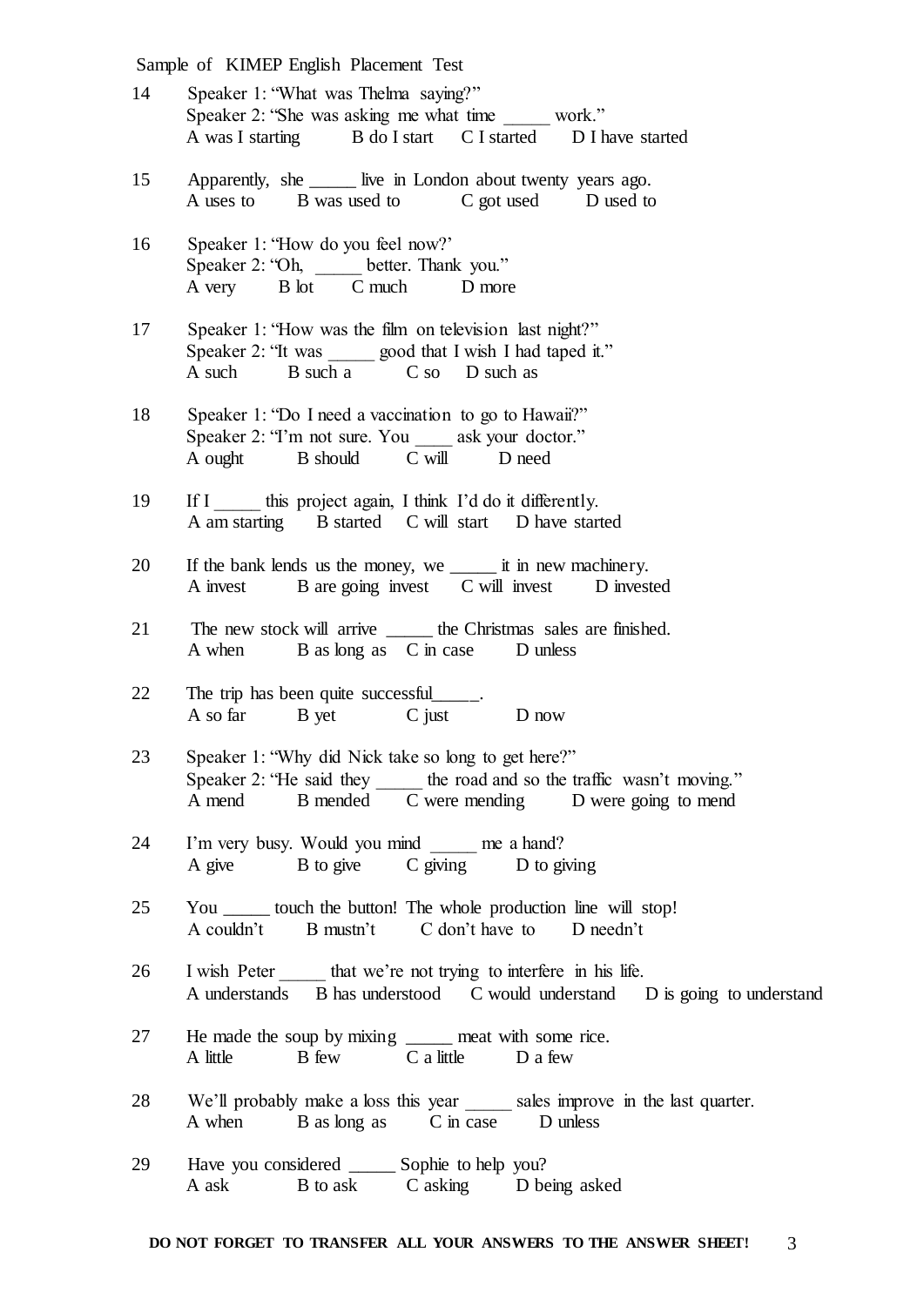Sample of KIMEP English Placement Test

14 Speaker 1: “What was Thelma saying?”
Speaker 2: “She was asking me what time _____ work.”
A was I starting B do I start C I started D I have started

15 Apparently, she _____ live in London about twenty years ago.
A uses to B was used to C got used D used to

16 Speaker 1: “How do you feel now?’
Speaker 2: “Oh, _____ better. Thank you.”
A very B lot C much D more

17 Speaker 1: “How was the film on television last night?”
Speaker 2: “It was _____ good that I wish I had taped it.”
A such B such a C so D such as

18 Speaker 1: “Do I need a vaccination to go to Hawaii?”
Speaker 2: “I’m not sure. You ____ ask your doctor.”
A ought B should C will D need

19 If I _____ this project again, I think I’d do it differently.
A am starting B started C will start D have started

20 If the bank lends us the money, we _____ it in new machinery.
A invest B are going invest C will invest D invested

21 The new stock will arrive _____ the Christmas sales are finished.
A when B as long as C in case D unless

22 The trip has been quite successful_____.
A so far B yet C just D now

23 Speaker 1: “Why did Nick take so long to get here?”
Speaker 2: “He said they _____ the road and so the traffic wasn’t moving.”
A mend B mended C were mending D were going to mend

24 I’m very busy. Would you mind _____ me a hand?
A give B to give C giving D to giving

25 You _____ touch the button! The whole production line will stop!
A couldn’t B mustn’t C don’t have to D needn’t

26 I wish Peter _____ that we’re not trying to interfere in his life.
A understands B has understood C would understand D is going to understand

27 He made the soup by mixing _____ meat with some rice.
A little B few C a little D a few

28 We’ll probably make a loss this year _____ sales improve in the last quarter.
A when B as long as C in case D unless

29 Have you considered _____ Sophie to help you?
A ask B to ask C asking D being asked

**DO NOT FORGET TO TRANSFER ALL YOUR ANSWERS TO THE ANSWER SHEET!**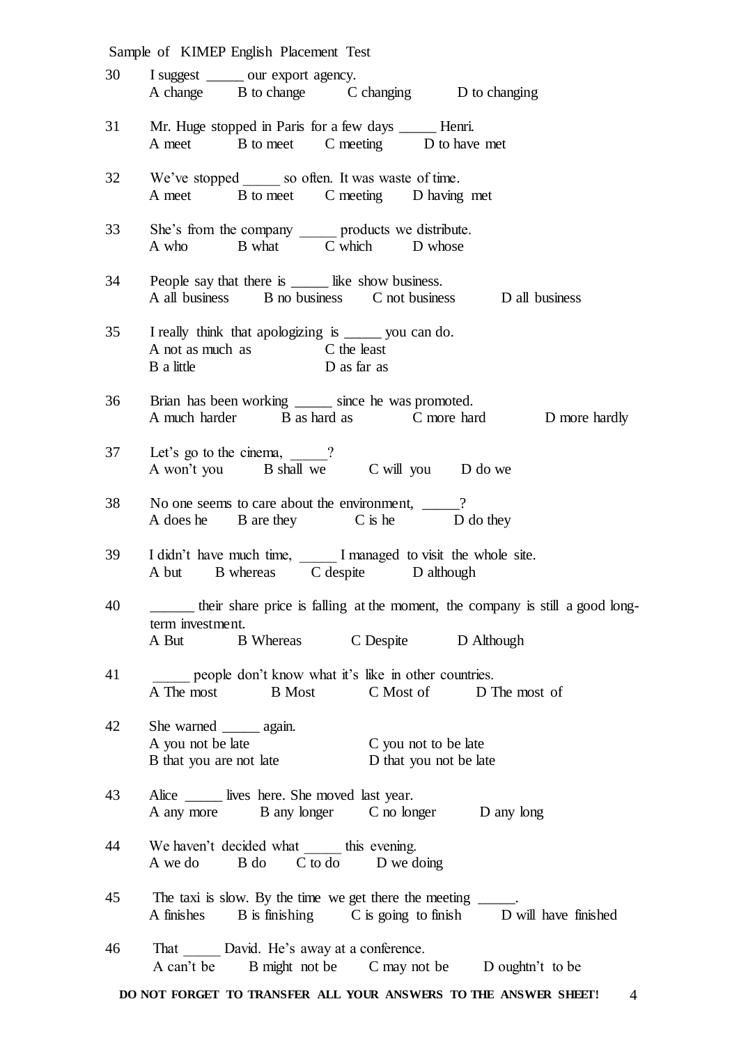30 I suggest _____ our export agency.
A change B to change C changing D to changing

31 Mr. Huge stopped in Paris for a few days _____ Henri.
A meet B to meet C meeting D to have met

32 We've stopped _____ so often. It was waste of time.
A meet B to meet C meeting D having met

33 She's from the company _____ products we distribute.
A who B what C which D whose

34 People say that there is _____ like show business.
A all business B no business C not business D all business

35 I really think that apologizing is _____ you can do.
A not as much as
B a little
C the least
D as far as

36 Brian has been working _____ since he was promoted.
A much harder B as hard as C more hard D more hardly

37 Let's go to the cinema, _____?
A won't you B shall we C will you D do we

38 No one seems to care about the environment, _____?
A does he B are they C is he D do they

39 I didn't have much time, _____ I managed to visit the whole site.
A but B whereas C despite D although

40 ______ their share price is falling at the moment, the company is still a good long-term investment.
A But B Whereas C Despite D Although

41 _____ people don't know what it's like in other countries.
A The most B Most C Most of D The most of

42 She warned _____ again.
A you not be late
B that you are not late
C you not to be late
D that you not be late

43 Alice _____ lives here. She moved last year.
A any more B any longer C no longer D any long

44 We haven't decided what _____ this evening.
A we do B do C to do D we doing

45 The taxi is slow. By the time we get there the meeting _____.
A finishes B is finishing C is going to finish D will have finished

46 That _____ David. He's away at a conference.
A can't be B might not be C may not be D oughtn't to be

**DO NOT FORGET TO TRANSFER ALL YOUR ANSWERS TO THE ANSWER SHEET!**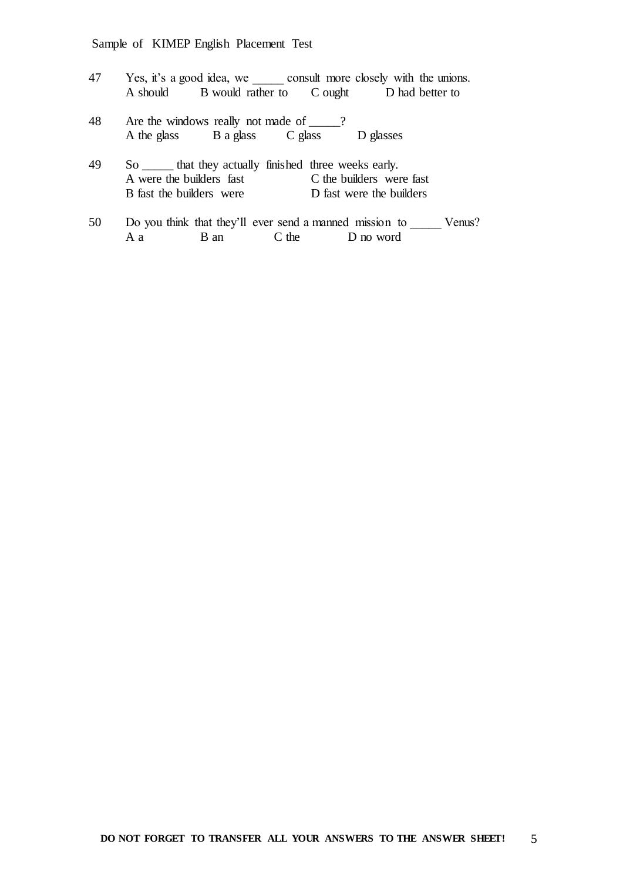47 Yes, it's a good idea, we _____ consult more closely with the unions.
A should B would rather to C ought D had better to

48 Are the windows really not made of _____?
A the glass B a glass C glass D glasses

49 So _____ that they actually finished three weeks early.
A were the builders fast
B fast the builders were
C the builders were fast
D fast were the builders

50 Do you think that they'll ever send a manned mission to _____ Venus?
A a B an C the D no word

**DO NOT FORGET TO TRANSFER ALL YOUR ANSWERS TO THE ANSWER SHEET!**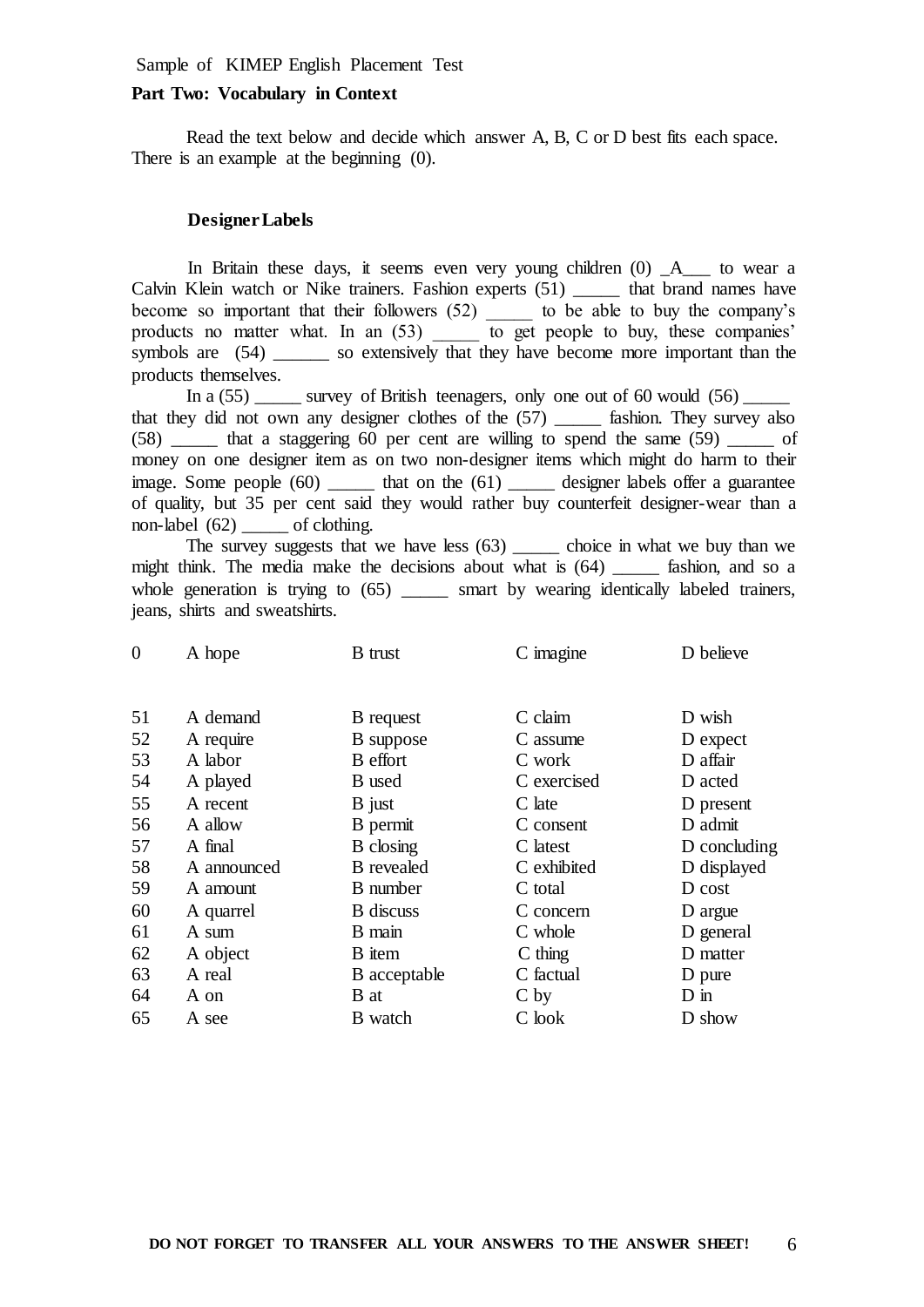Sample of KIMEP English Placement Test

**Part Two: Vocabulary in Context**

Read the text below and decide which answer A, B, C or D best fits each space. There is an example at the beginning (0).

**Designer Labels**

In Britain these days, it seems even very young children (0) _A___ to wear a Calvin Klein watch or Nike trainers. Fashion experts (51) _____ that brand names have become so important that their followers (52) _____ to be able to buy the company's products no matter what. In an (53) _____ to get people to buy, these companies' symbols are (54) ______ so extensively that they have become more important than the products themselves.

In a (55) _____ survey of British teenagers, only one out of 60 would (56) _____ that they did not own any designer clothes of the (57) _____ fashion. They survey also (58) _____ that a staggering 60 per cent are willing to spend the same (59) _____ of money on one designer item as on two non-designer items which might do harm to their image. Some people (60) _____ that on the (61) _____ designer labels offer a guarantee of quality, but 35 per cent said they would rather buy counterfeit designer-wear than a non-label (62) _____ of clothing.

The survey suggests that we have less (63) _____ choice in what we buy than we might think. The media make the decisions about what is (64) _____ fashion, and so a whole generation is trying to (65) _____ smart by wearing identically labeled trainers, jeans, shirts and sweatshirts.

| | | | | |
|---|---|---|---|---|
| 0 | A hope | B trust | C imagine | D believe |
| 51 | A demand | B request | C claim | D wish |
| 52 | A require | B suppose | C assume | D expect |
| 53 | A labor | B effort | C work | D affair |
| 54 | A played | B used | C exercised | D acted |
| 55 | A recent | B just | C late | D present |
| 56 | A allow | B permit | C consent | D admit |
| 57 | A final | B closing | C latest | D concluding |
| 58 | A announced | B revealed | C exhibited | D displayed |
| 59 | A amount | B number | C total | D cost |
| 60 | A quarrel | B discuss | C concern | D argue |
| 61 | A sum | B main | C whole | D general |
| 62 | A object | B item | C thing | D matter |
| 63 | A real | B acceptable | C factual | D pure |
| 64 | A on | B at | C by | D in |
| 65 | A see | B watch | C look | D show |

**DO NOT FORGET TO TRANSFER ALL YOUR ANSWERS TO THE ANSWER SHEET!**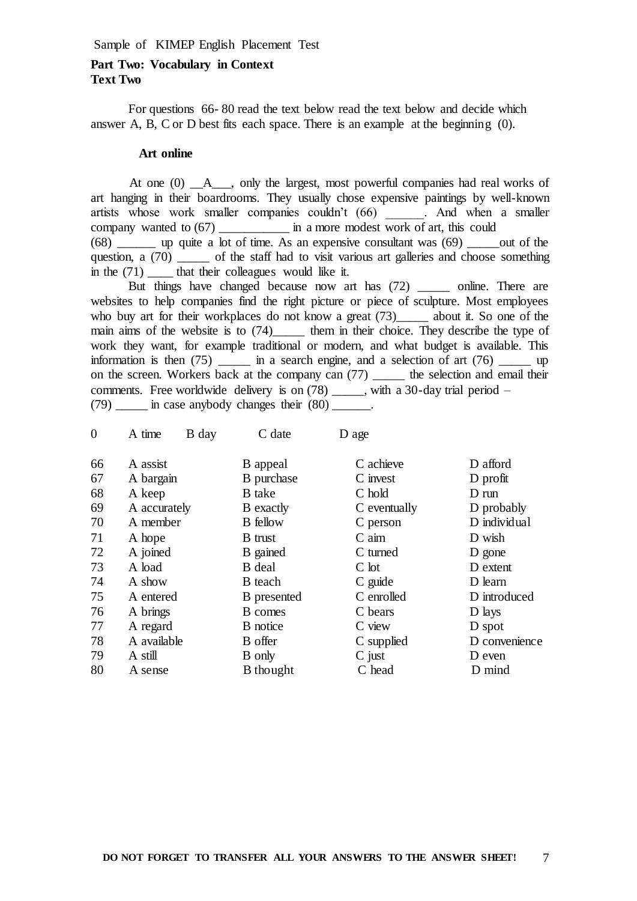Sample of KIMEP English Placement Test

**Part Two: Vocabulary in Context**
**Text Two**

For questions 66- 80 read the text below read the text below and decide which answer A, B, C or D best fits each space. There is an example at the beginning (0).

**Art online**

At one (0) __A___, only the largest, most powerful companies had real works of art hanging in their boardrooms. They usually chose expensive paintings by well-known artists whose work smaller companies couldn't (66) ______. And when a smaller company wanted to (67) ___________ in a more modest work of art, this could (68) ______ up quite a lot of time. As an expensive consultant was (69) _____out of the question, a (70) _____ of the staff had to visit various art galleries and choose something in the (71) ____ that their colleagues would like it.

But things have changed because now art has (72) _____ online. There are websites to help companies find the right picture or piece of sculpture. Most employees who buy art for their workplaces do not know a great (73)_____ about it. So one of the main aims of the website is to (74)_____ them in their choice. They describe the type of work they want, for example traditional or modern, and what budget is available. This information is then (75) _____ in a search engine, and a selection of art (76) _____ up on the screen. Workers back at the company can (77) _____ the selection and email their comments. Free worldwide delivery is on (78) _____, with a 30-day trial period – (79) _____ in case anybody changes their (80) ______.

| | A | B | C | D |
|---|---|---|---|---|
| 0 | A time | B day | C date | D age |
| 66 | A assist | B appeal | C achieve | D afford |
| 67 | A bargain | B purchase | C invest | D profit |
| 68 | A keep | B take | C hold | D run |
| 69 | A accurately | B exactly | C eventually | D probably |
| 70 | A member | B fellow | C person | D individual |
| 71 | A hope | B trust | C aim | D wish |
| 72 | A joined | B gained | C turned | D gone |
| 73 | A load | B deal | C lot | D extent |
| 74 | A show | B teach | C guide | D learn |
| 75 | A entered | B presented | C enrolled | D introduced |
| 76 | A brings | B comes | C bears | D lays |
| 77 | A regard | B notice | C view | D spot |
| 78 | A available | B offer | C supplied | D convenience |
| 79 | A still | B only | C just | D even |
| 80 | A sense | B thought | C head | D mind |

**DO NOT FORGET TO TRANSFER ALL YOUR ANSWERS TO THE ANSWER SHEET!**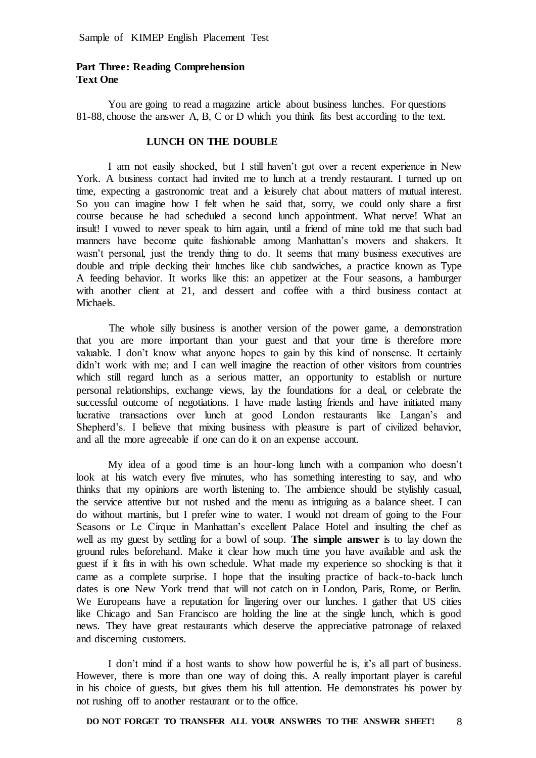## Part Three: Reading Comprehension
### Text One

You are going to read a magazine article about business lunches. For questions 81-88, choose the answer A, B, C or D which you think fits best according to the text.

**LUNCH ON THE DOUBLE**

I am not easily shocked, but I still haven't got over a recent experience in New York. A business contact had invited me to lunch at a trendy restaurant. I turned up on time, expecting a gastronomic treat and a leisurely chat about matters of mutual interest. So you can imagine how I felt when he said that, sorry, we could only share a first course because he had scheduled a second lunch appointment. What nerve! What an insult! I vowed to never speak to him again, until a friend of mine told me that such bad manners have become quite fashionable among Manhattan's movers and shakers. It wasn't personal, just the trendy thing to do. It seems that many business executives are double and triple decking their lunches like club sandwiches, a practice known as Type A feeding behavior. It works like this: an appetizer at the Four seasons, a hamburger with another client at 21, and dessert and coffee with a third business contact at Michaels.

The whole silly business is another version of the power game, a demonstration that you are more important than your guest and that your time is therefore more valuable. I don't know what anyone hopes to gain by this kind of nonsense. It certainly didn't work with me; and I can well imagine the reaction of other visitors from countries which still regard lunch as a serious matter, an opportunity to establish or nurture personal relationships, exchange views, lay the foundations for a deal, or celebrate the successful outcome of negotiations. I have made lasting friends and have initiated many lucrative transactions over lunch at good London restaurants like Langan's and Shepherd's. I believe that mixing business with pleasure is part of civilized behavior, and all the more agreeable if one can do it on an expense account.

My idea of a good time is an hour-long lunch with a companion who doesn't look at his watch every five minutes, who has something interesting to say, and who thinks that my opinions are worth listening to. The ambience should be stylishly casual, the service attentive but not rushed and the menu as intriguing as a balance sheet. I can do without martinis, but I prefer wine to water. I would not dream of going to the Four Seasons or Le Cirque in Manhattan's excellent Palace Hotel and insulting the chef as well as my guest by settling for a bowl of soup. **The simple answer** is to lay down the ground rules beforehand. Make it clear how much time you have available and ask the guest if it fits in with his own schedule. What made my experience so shocking is that it came as a complete surprise. I hope that the insulting practice of back-to-back lunch dates is one New York trend that will not catch on in London, Paris, Rome, or Berlin. We Europeans have a reputation for lingering over our lunches. I gather that US cities like Chicago and San Francisco are holding the line at the single lunch, which is good news. They have great restaurants which deserve the appreciative patronage of relaxed and discerning customers.

I don't mind if a host wants to show how powerful he is, it's all part of business. However, there is more than one way of doing this. A really important player is careful in his choice of guests, but gives them his full attention. He demonstrates his power by not rushing off to another restaurant or to the office.

**DO NOT FORGET TO TRANSFER ALL YOUR ANSWERS TO THE ANSWER SHEET!**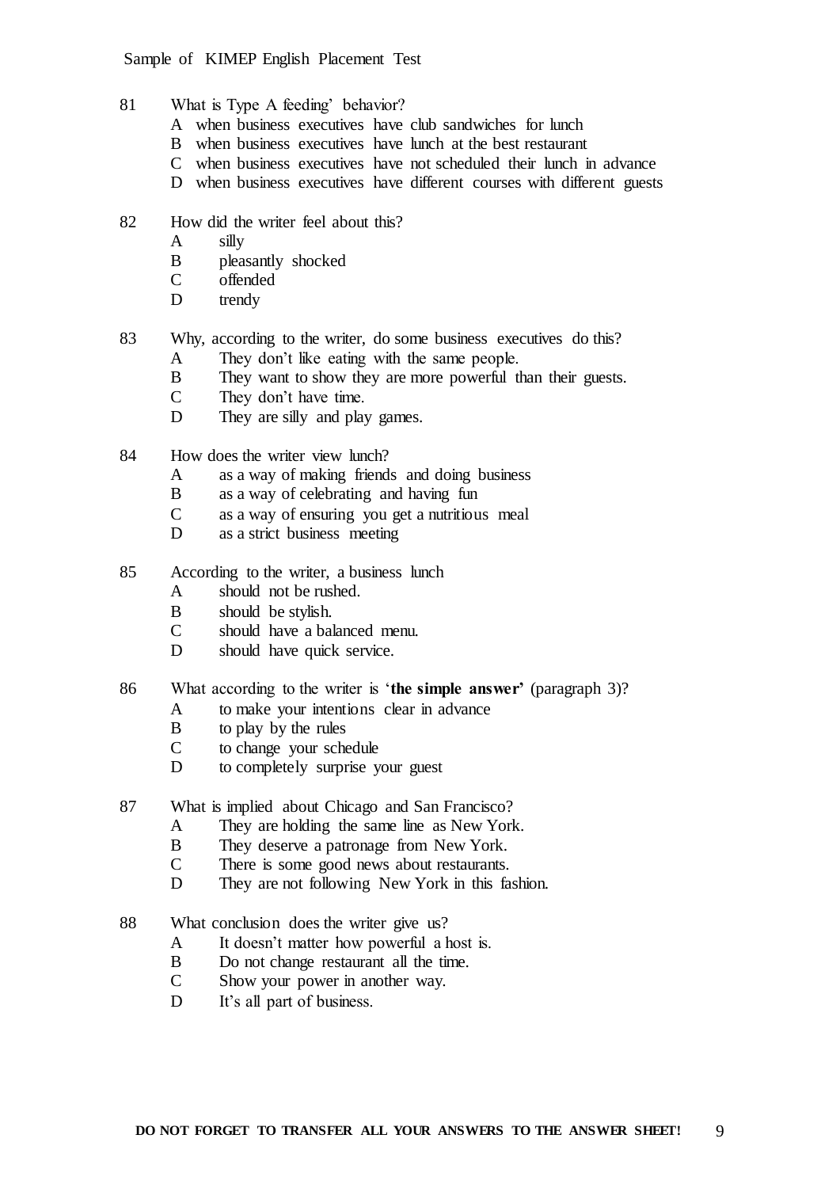81 What is Type A feeding' behavior?

A when business executives have club sandwiches for lunch
B when business executives have lunch at the best restaurant
C when business executives have not scheduled their lunch in advance
D when business executives have different courses with different guests

82 How did the writer feel about this?

A silly
B pleasantly shocked
C offended
D trendy

83 Why, according to the writer, do some business executives do this?

A They don't like eating with the same people.
B They want to show they are more powerful than their guests.
C They don't have time.
D They are silly and play games.

84 How does the writer view lunch?

A as a way of making friends and doing business
B as a way of celebrating and having fun
C as a way of ensuring you get a nutritious meal
D as a strict business meeting

85 According to the writer, a business lunch

A should not be rushed.
B should be stylish.
C should have a balanced menu.
D should have quick service.

86 What according to the writer is '**the simple answer'** (paragraph 3)?

A to make your intentions clear in advance
B to play by the rules
C to change your schedule
D to completely surprise your guest

87 What is implied about Chicago and San Francisco?

A They are holding the same line as New York.
B They deserve a patronage from New York.
C There is some good news about restaurants.
D They are not following New York in this fashion.

88 What conclusion does the writer give us?

A It doesn't matter how powerful a host is.
B Do not change restaurant all the time.
C Show your power in another way.
D It's all part of business.

**DO NOT FORGET TO TRANSFER ALL YOUR ANSWERS TO THE ANSWER SHEET!**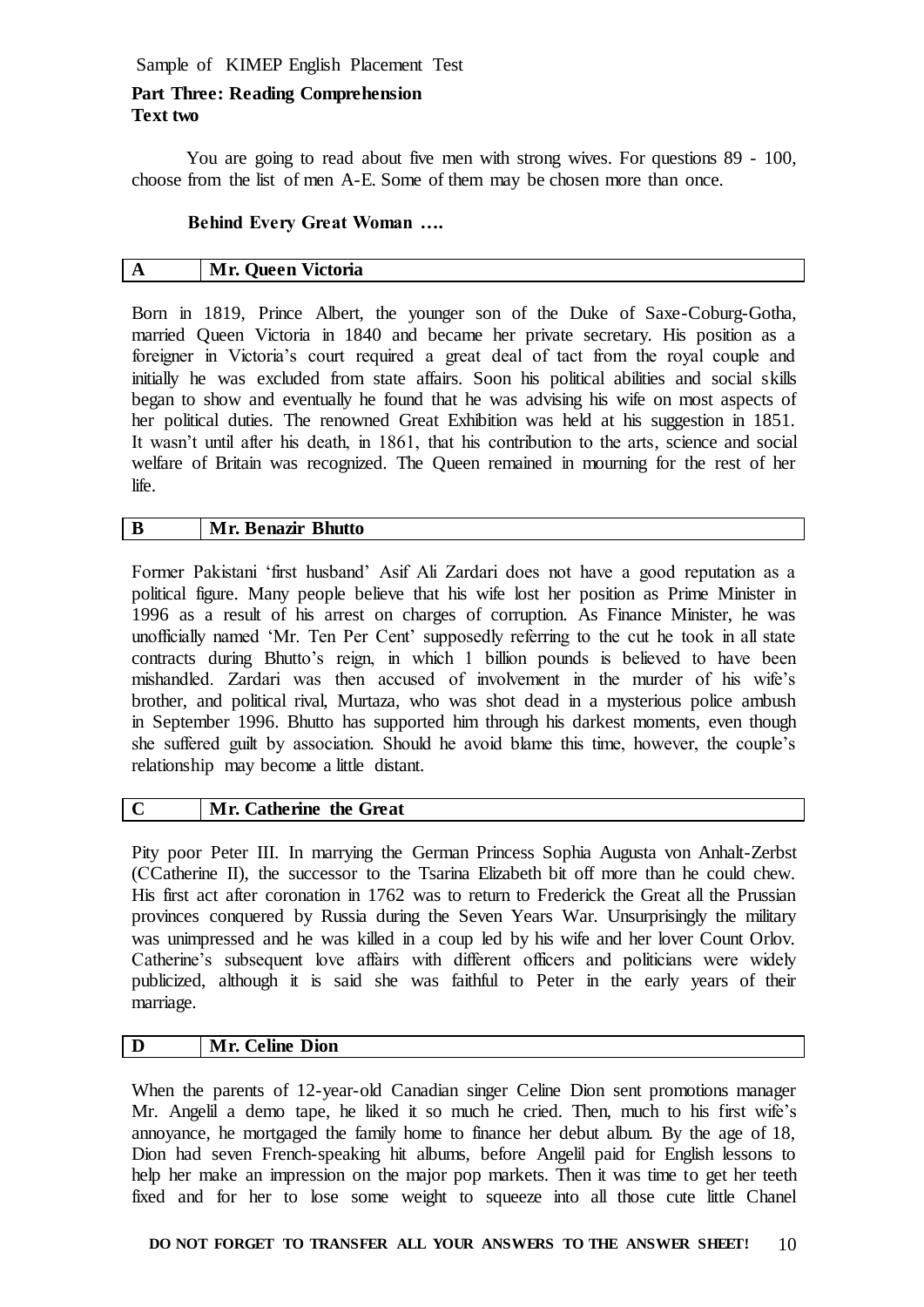Sample of KIMEP English Placement Test

**Part Three: Reading Comprehension**
**Text two**

You are going to read about five men with strong wives. For questions 89 - 100, choose from the list of men A-E. Some of them may be chosen more than once.

**Behind Every Great Woman ….**

| A | Mr. Queen Victoria |
|---|---|

Born in 1819, Prince Albert, the younger son of the Duke of Saxe-Coburg-Gotha, married Queen Victoria in 1840 and became her private secretary. His position as a foreigner in Victoria's court required a great deal of tact from the royal couple and initially he was excluded from state affairs. Soon his political abilities and social skills began to show and eventually he found that he was advising his wife on most aspects of her political duties. The renowned Great Exhibition was held at his suggestion in 1851. It wasn't until after his death, in 1861, that his contribution to the arts, science and social welfare of Britain was recognized. The Queen remained in mourning for the rest of her life.

| B | Mr. Benazir Bhutto |
|---|---|

Former Pakistani 'first husband' Asif Ali Zardari does not have a good reputation as a political figure. Many people believe that his wife lost her position as Prime Minister in 1996 as a result of his arrest on charges of corruption. As Finance Minister, he was unofficially named 'Mr. Ten Per Cent' supposedly referring to the cut he took in all state contracts during Bhutto's reign, in which 1 billion pounds is believed to have been mishandled. Zardari was then accused of involvement in the murder of his wife's brother, and political rival, Murtaza, who was shot dead in a mysterious police ambush in September 1996. Bhutto has supported him through his darkest moments, even though she suffered guilt by association. Should he avoid blame this time, however, the couple's relationship may become a little distant.

| C | Mr. Catherine the Great |
|---|---|

Pity poor Peter III. In marrying the German Princess Sophia Augusta von Anhalt-Zerbst (CCatherine II), the successor to the Tsarina Elizabeth bit off more than he could chew. His first act after coronation in 1762 was to return to Frederick the Great all the Prussian provinces conquered by Russia during the Seven Years War. Unsurprisingly the military was unimpressed and he was killed in a coup led by his wife and her lover Count Orlov. Catherine's subsequent love affairs with different officers and politicians were widely publicized, although it is said she was faithful to Peter in the early years of their marriage.

| D | Mr. Celine Dion |
|---|---|

When the parents of 12-year-old Canadian singer Celine Dion sent promotions manager Mr. Angelil a demo tape, he liked it so much he cried. Then, much to his first wife's annoyance, he mortgaged the family home to finance her debut album. By the age of 18, Dion had seven French-speaking hit albums, before Angelil paid for English lessons to help her make an impression on the major pop markets. Then it was time to get her teeth fixed and for her to lose some weight to squeeze into all those cute little Chanel

**DO NOT FORGET TO TRANSFER ALL YOUR ANSWERS TO THE ANSWER SHEET!**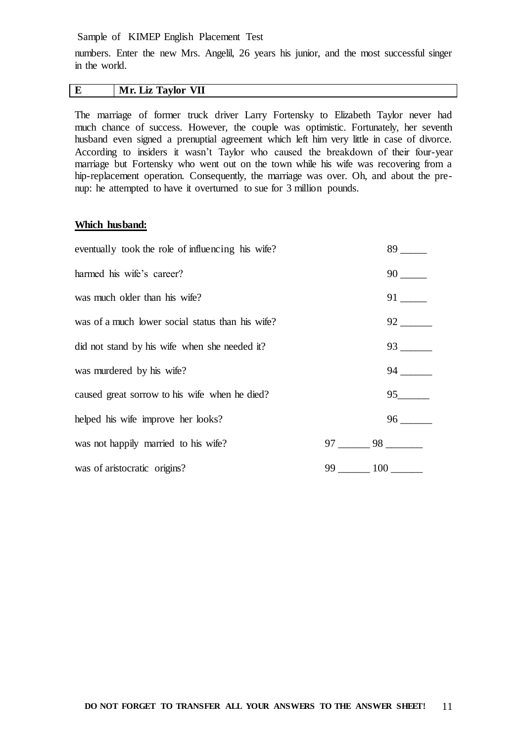numbers. Enter the new Mrs. Angelil, 26 years his junior, and the most successful singer in the world.

| E | Mr. Liz Taylor VII |
|---|---|

The marriage of former truck driver Larry Fortensky to Elizabeth Taylor never had much chance of success. However, the couple was optimistic. Fortunately, her seventh husband even signed a prenuptial agreement which left him very little in case of divorce. According to insiders it wasn't Taylor who caused the breakdown of their four-year marriage but Fortensky who went out on the town while his wife was recovering from a hip-replacement operation. Consequently, the marriage was over. Oh, and about the pre-nup: he attempted to have it overturned to sue for 3 million pounds.

**Which husband:**

| | |
|---|---|
| eventually took the role of influencing his wife? | 89 _____ |
| harmed his wife's career? | 90 _____ |
| was much older than his wife? | 91 _____ |
| was of a much lower social status than his wife? | 92 ______ |
| did not stand by his wife when she needed it? | 93 ______ |
| was murdered by his wife? | 94 ______ |
| caused great sorrow to his wife when he died? | 95______ |
| helped his wife improve her looks? | 96 ______ |
| was not happily married to his wife? | 97 ______ 98 _______ |
| was of aristocratic origins? | 99 ______ 100 ______ |

**DO NOT FORGET TO TRANSFER ALL YOUR ANSWERS TO THE ANSWER SHEET!**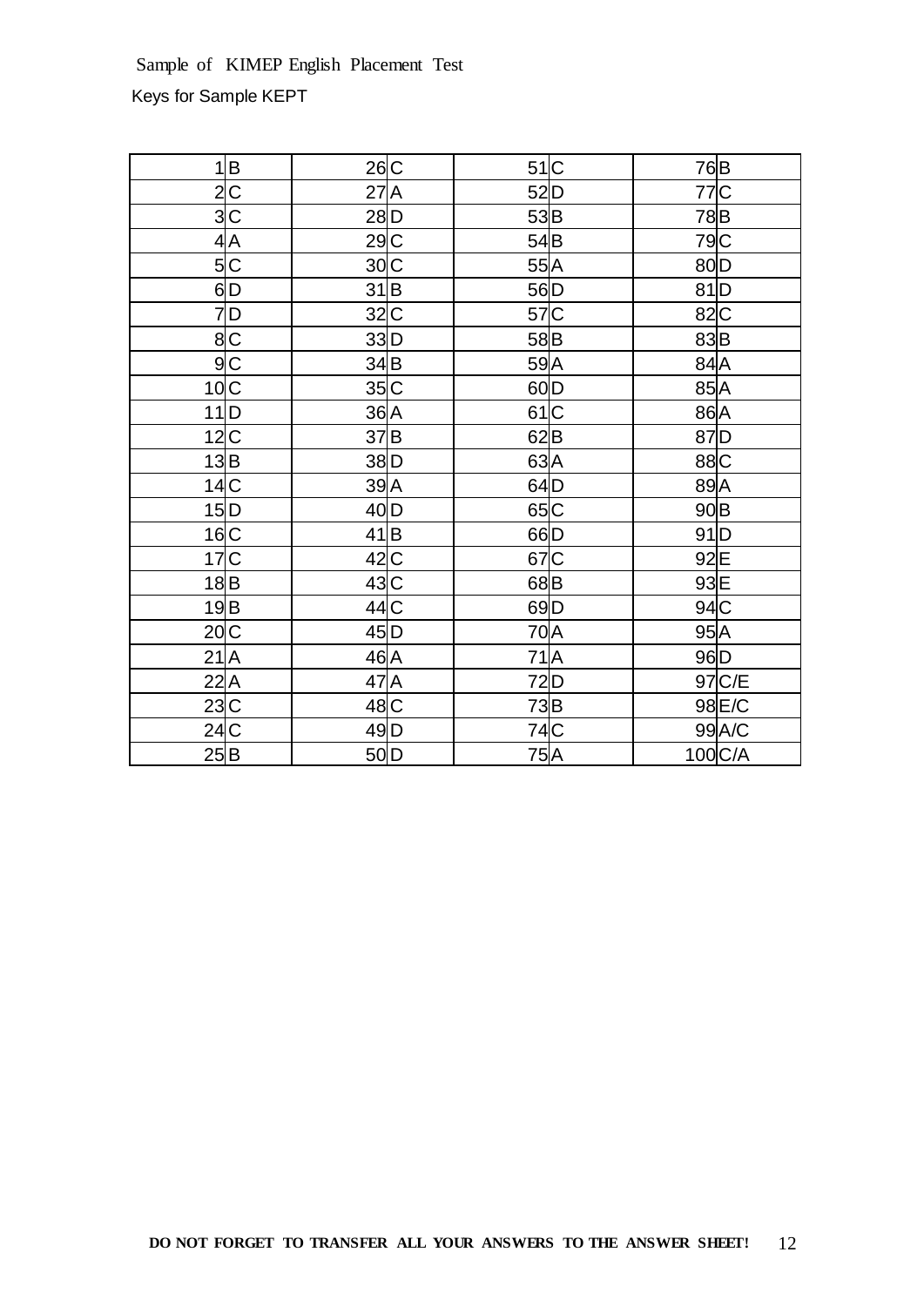Sample of KIMEP English Placement Test

Keys for Sample KEPT

| | | | | | | | |
|---|---|---|---|---|---|---|---|
| 1 | B | 26 | C | 51 | C | 76 | B |
| 2 | C | 27 | A | 52 | D | 77 | C |
| 3 | C | 28 | D | 53 | B | 78 | B |
| 4 | A | 29 | C | 54 | B | 79 | C |
| 5 | C | 30 | C | 55 | A | 80 | D |
| 6 | D | 31 | B | 56 | D | 81 | D |
| 7 | D | 32 | C | 57 | C | 82 | C |
| 8 | C | 33 | D | 58 | B | 83 | B |
| 9 | C | 34 | B | 59 | A | 84 | A |
| 10 | C | 35 | C | 60 | D | 85 | A |
| 11 | D | 36 | A | 61 | C | 86 | A |
| 12 | C | 37 | B | 62 | B | 87 | D |
| 13 | B | 38 | D | 63 | A | 88 | C |
| 14 | C | 39 | A | 64 | D | 89 | A |
| 15 | D | 40 | D | 65 | C | 90 | B |
| 16 | C | 41 | B | 66 | D | 91 | D |
| 17 | C | 42 | C | 67 | C | 92 | E |
| 18 | B | 43 | C | 68 | B | 93 | E |
| 19 | B | 44 | C | 69 | D | 94 | C |
| 20 | C | 45 | D | 70 | A | 95 | A |
| 21 | A | 46 | A | 71 | A | 96 | D |
| 22 | A | 47 | A | 72 | D | 97 | C/E |
| 23 | C | 48 | C | 73 | B | 98 | E/C |
| 24 | C | 49 | D | 74 | C | 99 | A/C |
| 25 | B | 50 | D | 75 | A | 100 | C/A |

**DO NOT FORGET TO TRANSFER ALL YOUR ANSWERS TO THE ANSWER SHEET!**